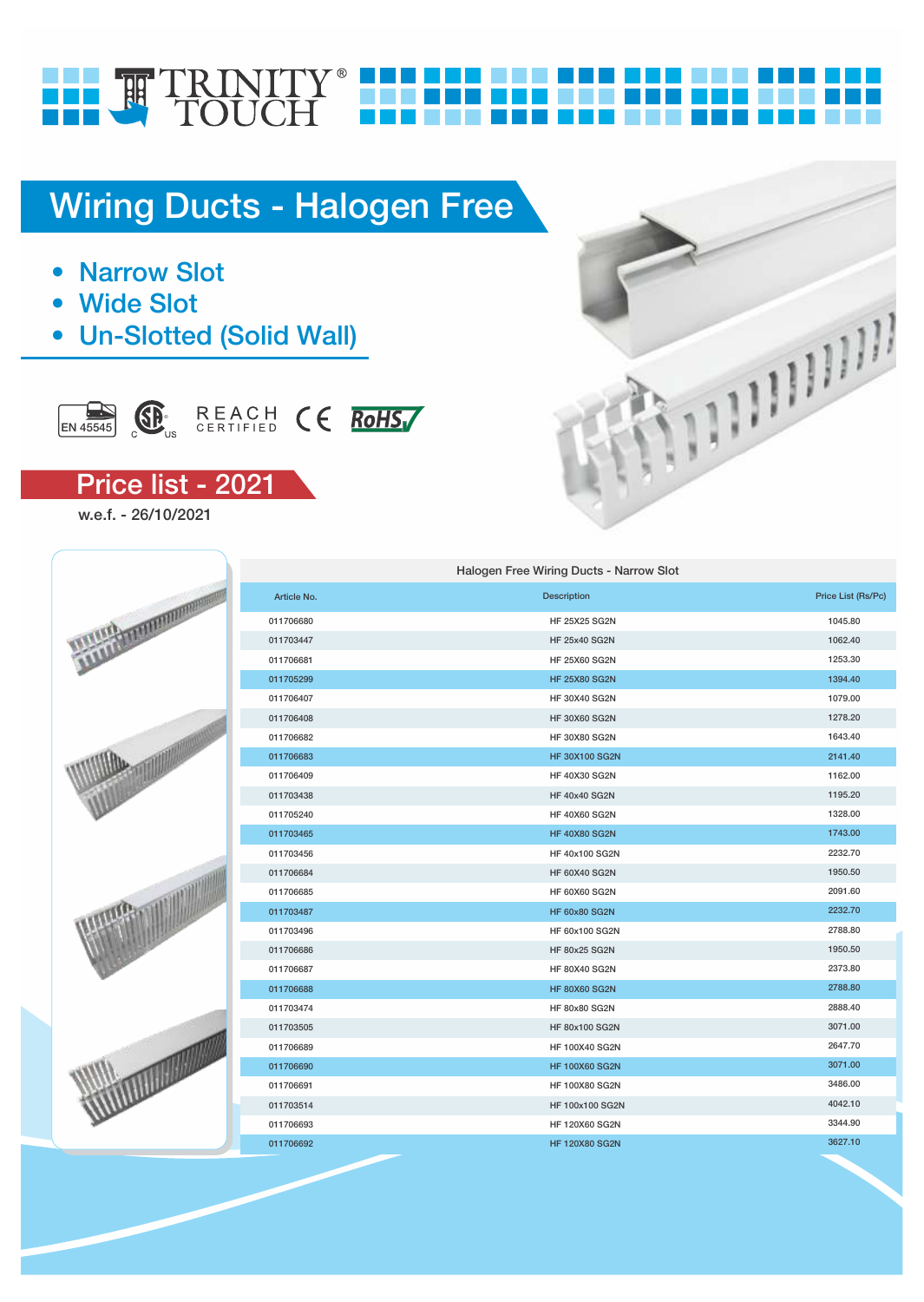TRINITY TOUCH®

# Wiring Ducts - Halogen Free

- Narrow Slot
- Wide Slot
- Un-Slotted (Solid Wall)

EN 45545 | CSA C US | REACH CERTIFIED | CE | RoHS

## Price list - 2021

w.e.f. - 26/10/2021

| Halogen Free Wiring Ducts - Narrow Slot | | |
|---|---|---|
| Article No. | Description | Price List (Rs/Pc) |
| 011706680 | HF 25X25 SG2N | 1045.80 |
| 011703447 | HF 25x40 SG2N | 1062.40 |
| 011706681 | HF 25X60 SG2N | 1253.30 |
| 011705299 | HF 25X80 SG2N | 1394.40 |
| 011706407 | HF 30X40 SG2N | 1079.00 |
| 011706408 | HF 30X60 SG2N | 1278.20 |
| 011706682 | HF 30X80 SG2N | 1643.40 |
| 011706683 | HF 30X100 SG2N | 2141.40 |
| 011706409 | HF 40X30 SG2N | 1162.00 |
| 011703438 | HF 40x40 SG2N | 1195.20 |
| 011705240 | HF 40X60 SG2N | 1328.00 |
| 011703465 | HF 40X80 SG2N | 1743.00 |
| 011703456 | HF 40x100 SG2N | 2232.70 |
| 011706684 | HF 60X40 SG2N | 1950.50 |
| 011706685 | HF 60X60 SG2N | 2091.60 |
| 011703487 | HF 60x80 SG2N | 2232.70 |
| 011703496 | HF 60x100 SG2N | 2788.80 |
| 011706686 | HF 80x25 SG2N | 1950.50 |
| 011706687 | HF 80X40 SG2N | 2373.80 |
| 011706688 | HF 80X60 SG2N | 2788.80 |
| 011703474 | HF 80x80 SG2N | 2888.40 |
| 011703505 | HF 80x100 SG2N | 3071.00 |
| 011706689 | HF 100X40 SG2N | 2647.70 |
| 011706690 | HF 100X60 SG2N | 3071.00 |
| 011706691 | HF 100X80 SG2N | 3486.00 |
| 011703514 | HF 100x100 SG2N | 4042.10 |
| 011706693 | HF 120X60 SG2N | 3344.90 |
| 011706692 | HF 120X80 SG2N | 3627.10 |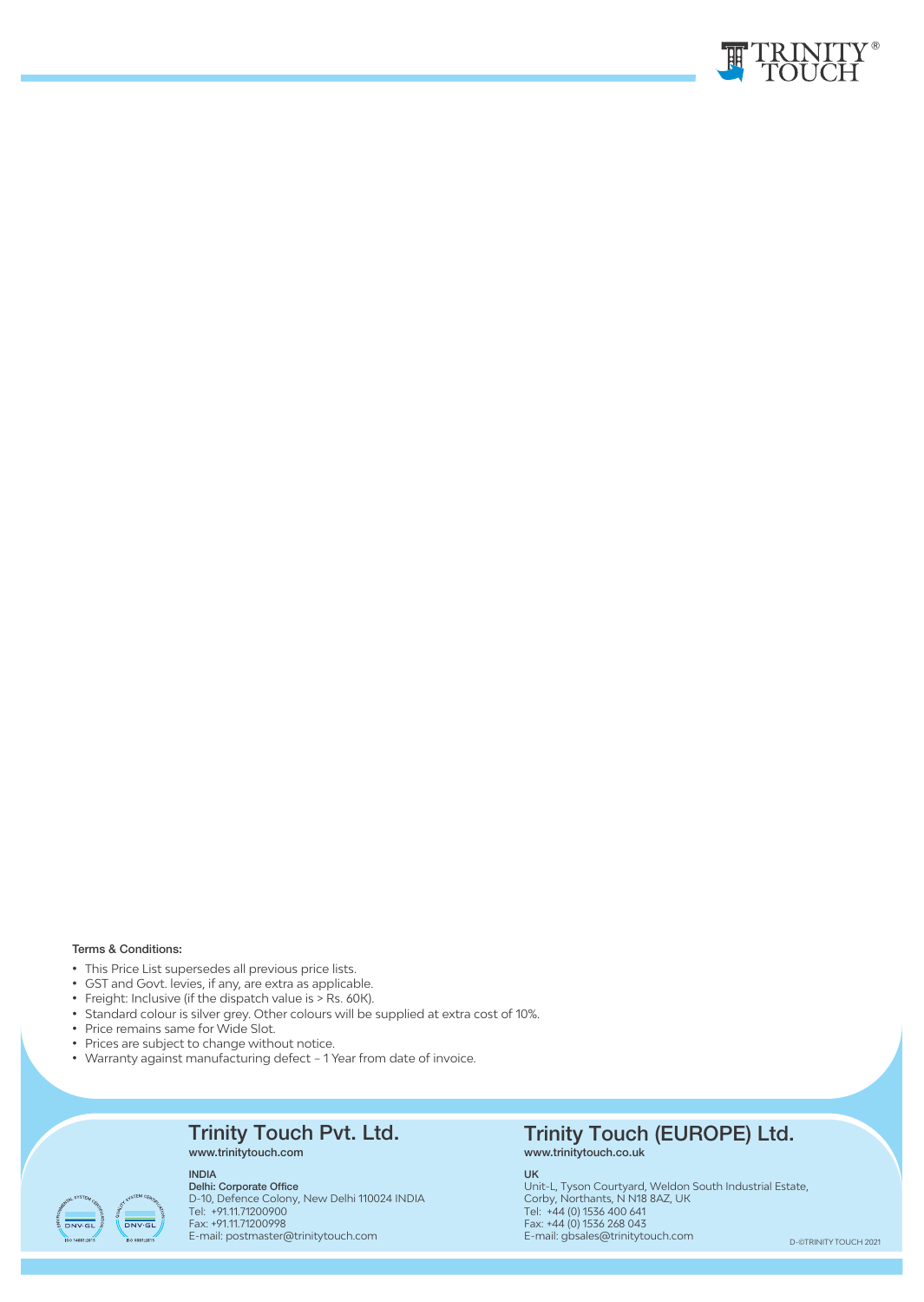**Terms & Conditions:**

- This Price List supersedes all previous price lists.
- GST and Govt. levies, if any, are extra as applicable.
- Freight: Inclusive (if the dispatch value is > Rs. 60K).
- Standard colour is silver grey. Other colours will be supplied at extra cost of 10%.
- Price remains same for Wide Slot.
- Prices are subject to change without notice.
- Warranty against manufacturing defect – 1 Year from date of invoice.

## Trinity Touch Pvt. Ltd.

**www.trinitytouch.com**

**INDIA**
**Delhi: Corporate Office**
D-10, Defence Colony, New Delhi 110024 INDIA
Tel: +91.11.71200900
Fax: +91.11.71200998
E-mail: postmaster@trinitytouch.com

## Trinity Touch (EUROPE) Ltd.

**www.trinitytouch.co.uk**

**UK**
Unit-L, Tyson Courtyard, Weldon South Industrial Estate,
Corby, Northants, N N18 8AZ, UK
Tel: +44 (0) 1536 400 641
Fax: +44 (0) 1536 268 043
E-mail: gbsales@trinitytouch.com

D-©TRINITY TOUCH 2021